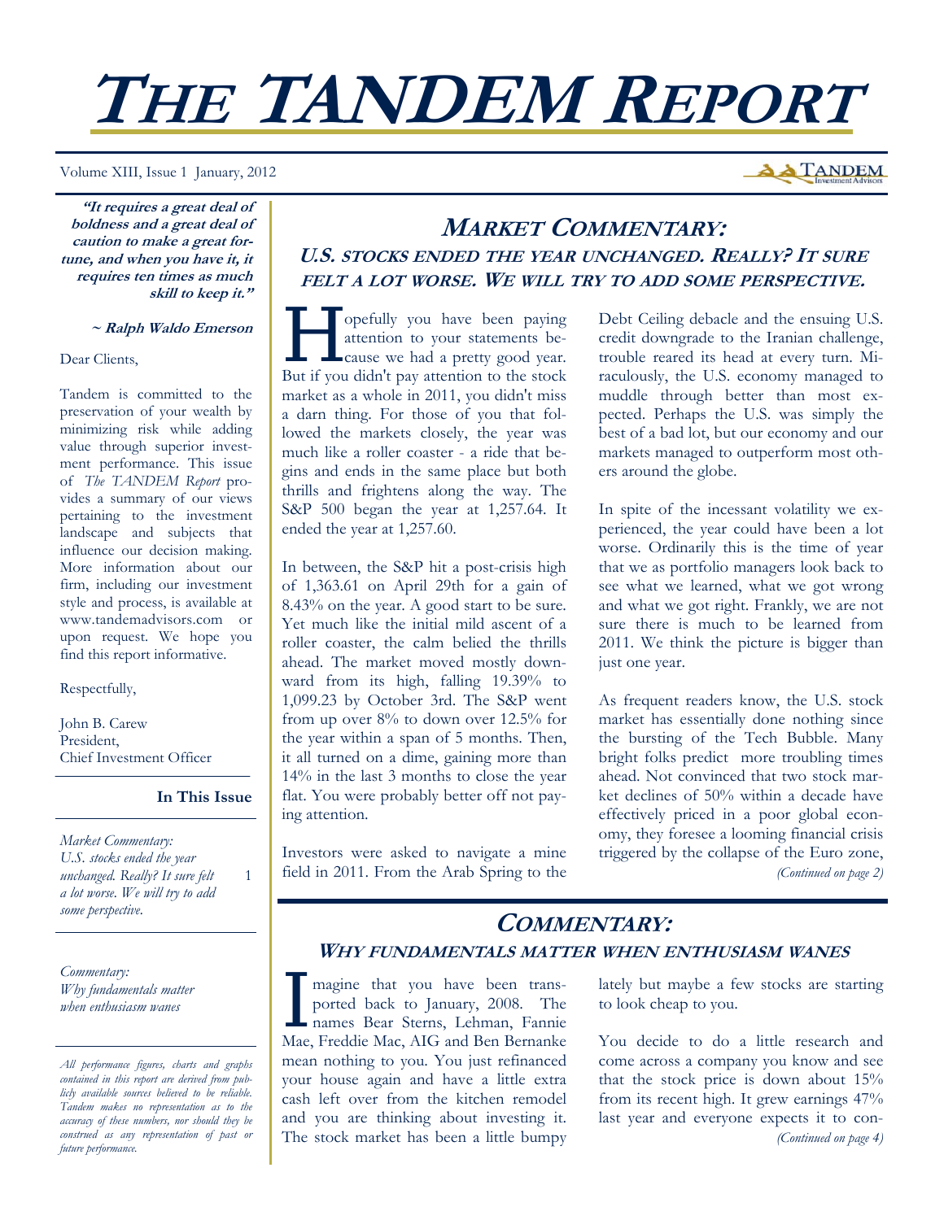# THE TANDEM REPORT

Volume XIII, Issue 1 January, 2012

> ***"It requires a great deal of boldness and a great deal of caution to make a great fortune, and when you have it, it requires ten times as much skill to keep it."***
>
> ***~ Ralph Waldo Emerson***

Dear Clients,

Tandem is committed to the preservation of your wealth by minimizing risk while adding value through superior investment performance. This issue of *The TANDEM Report* provides a summary of our views pertaining to the investment landscape and subjects that influence our decision making. More information about our firm, including our investment style and process, is available at www.tandemadvisors.com or upon request. We hope you find this report informative.

Respectfully,

John B. Carew
President,
Chief Investment Officer

**In This Issue**

*Market Commentary: U.S. stocks ended the year unchanged. Really? It sure felt a lot worse. We will try to add some perspective.* 1

*Commentary: Why fundamentals matter when enthusiasm wanes*

*All performance figures, charts and graphs contained in this report are derived from publicly available sources believed to be reliable. Tandem makes no representation as to the accuracy of these numbers, nor should they be construed as any representation of past or future performance.*

## MARKET COMMENTARY:

### U.S. STOCKS ENDED THE YEAR UNCHANGED. REALLY? IT SURE FELT A LOT WORSE. WE WILL TRY TO ADD SOME PERSPECTIVE.

Hopefully you have been paying attention to your statements because we had a pretty good year. But if you didn't pay attention to the stock market as a whole in 2011, you didn't miss a darn thing. For those of you that followed the markets closely, the year was much like a roller coaster - a ride that begins and ends in the same place but both thrills and frightens along the way. The S&P 500 began the year at 1,257.64. It ended the year at 1,257.60.

In between, the S&P hit a post-crisis high of 1,363.61 on April 29th for a gain of 8.43% on the year. A good start to be sure. Yet much like the initial mild ascent of a roller coaster, the calm belied the thrills ahead. The market moved mostly downward from its high, falling 19.39% to 1,099.23 by October 3rd. The S&P went from up over 8% to down over 12.5% for the year within a span of 5 months. Then, it all turned on a dime, gaining more than 14% in the last 3 months to close the year flat. You were probably better off not paying attention.

Investors were asked to navigate a mine field in 2011. From the Arab Spring to the Debt Ceiling debacle and the ensuing U.S. credit downgrade to the Iranian challenge, trouble reared its head at every turn. Miraculously, the U.S. economy managed to muddle through better than most expected. Perhaps the U.S. was simply the best of a bad lot, but our economy and our markets managed to outperform most others around the globe.

In spite of the incessant volatility we experienced, the year could have been a lot worse. Ordinarily this is the time of year that we as portfolio managers look back to see what we learned, what we got wrong and what we got right. Frankly, we are not sure there is much to be learned from 2011. We think the picture is bigger than just one year.

As frequent readers know, the U.S. stock market has essentially done nothing since the bursting of the Tech Bubble. Many bright folks predict more troubling times ahead. Not convinced that two stock market declines of 50% within a decade have effectively priced in a poor global economy, they foresee a looming financial crisis triggered by the collapse of the Euro zone,

*(Continued on page 2)*

## COMMENTARY:

### WHY FUNDAMENTALS MATTER WHEN ENTHUSIASM WANES

Imagine that you have been transported back to January, 2008. The names Bear Sterns, Lehman, Fannie Mae, Freddie Mac, AIG and Ben Bernanke mean nothing to you. You just refinanced your house again and have a little extra cash left over from the kitchen remodel and you are thinking about investing it. The stock market has been a little bumpy lately but maybe a few stocks are starting to look cheap to you.

You decide to do a little research and come across a company you know and see that the stock price is down about 15% from its recent high. It grew earnings 47% last year and everyone expects it to con-

*(Continued on page 4)*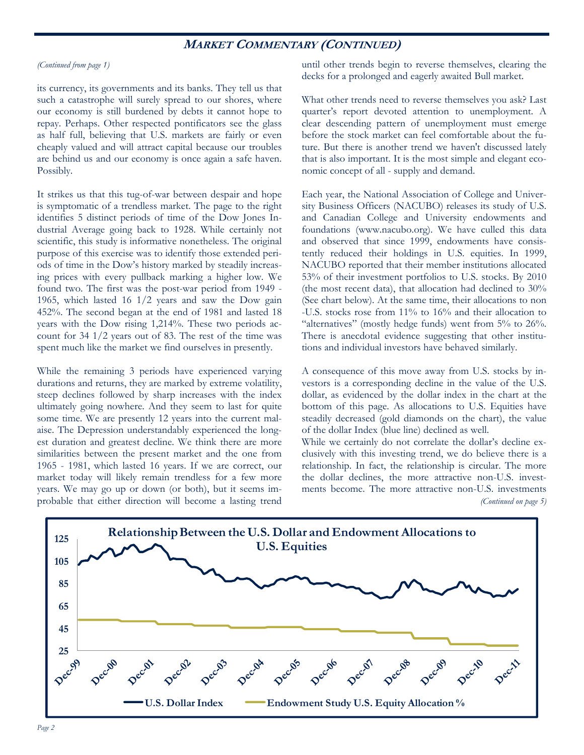## MARKET COMMENTARY (CONTINUED)

*(Continued from page 1)*

its currency, its governments and its banks. They tell us that such a catastrophe will surely spread to our shores, where our economy is still burdened by debts it cannot hope to repay. Perhaps. Other respected pontificators see the glass as half full, believing that U.S. markets are fairly or even cheaply valued and will attract capital because our troubles are behind us and our economy is once again a safe haven. Possibly.

It strikes us that this tug-of-war between despair and hope is symptomatic of a trendless market. The page to the right identifies 5 distinct periods of time of the Dow Jones Industrial Average going back to 1928. While certainly not scientific, this study is informative nonetheless. The original purpose of this exercise was to identify those extended periods of time in the Dow's history marked by steadily increasing prices with every pullback marking a higher low. We found two. The first was the post-war period from 1949 - 1965, which lasted 16 1/2 years and saw the Dow gain 452%. The second began at the end of 1981 and lasted 18 years with the Dow rising 1,214%. These two periods account for 34 1/2 years out of 83. The rest of the time was spent much like the market we find ourselves in presently.

While the remaining 3 periods have experienced varying durations and returns, they are marked by extreme volatility, steep declines followed by sharp increases with the index ultimately going nowhere. And they seem to last for quite some time. We are presently 12 years into the current malaise. The Depression understandably experienced the longest duration and greatest decline. We think there are more similarities between the present market and the one from 1965 - 1981, which lasted 16 years. If we are correct, our market today will likely remain trendless for a few more years. We may go up or down (or both), but it seems improbable that either direction will become a lasting trend until other trends begin to reverse themselves, clearing the decks for a prolonged and eagerly awaited Bull market.

What other trends need to reverse themselves you ask? Last quarter's report devoted attention to unemployment. A clear descending pattern of unemployment must emerge before the stock market can feel comfortable about the future. But there is another trend we haven't discussed lately that is also important. It is the most simple and elegant economic concept of all - supply and demand.

Each year, the National Association of College and University Business Officers (NACUBO) releases its study of U.S. and Canadian College and University endowments and foundations (www.nacubo.org). We have culled this data and observed that since 1999, endowments have consistently reduced their holdings in U.S. equities. In 1999, NACUBO reported that their member institutions allocated 53% of their investment portfolios to U.S. stocks. By 2010 (the most recent data), that allocation had declined to 30% (See chart below). At the same time, their allocations to non-U.S. stocks rose from 11% to 16% and their allocation to "alternatives" (mostly hedge funds) went from 5% to 26%. There is anecdotal evidence suggesting that other institutions and individual investors have behaved similarly.

A consequence of this move away from U.S. stocks by investors is a corresponding decline in the value of the U.S. dollar, as evidenced by the dollar index in the chart at the bottom of this page. As allocations to U.S. Equities have steadily decreased (gold diamonds on the chart), the value of the dollar Index (blue line) declined as well.

While we certainly do not correlate the dollar's decline exclusively with this investing trend, we do believe there is a relationship. In fact, the relationship is circular. The more the dollar declines, the more attractive non-U.S. investments become. The more attractive non-U.S. investments

*(Continued on page 5)*

**Relationship Between the U.S. Dollar and Endowment Allocations to U.S. Equities**

Legend: U.S. Dollar Index; Endowment Study U.S. Equity Allocation %

Y-axis: 25, 45, 65, 85, 105, 125

X-axis: Dec-99, Dec-00, Dec-01, Dec-02, Dec-03, Dec-04, Dec-05, Dec-06, Dec-07, Dec-08, Dec-09, Dec-10, Dec-11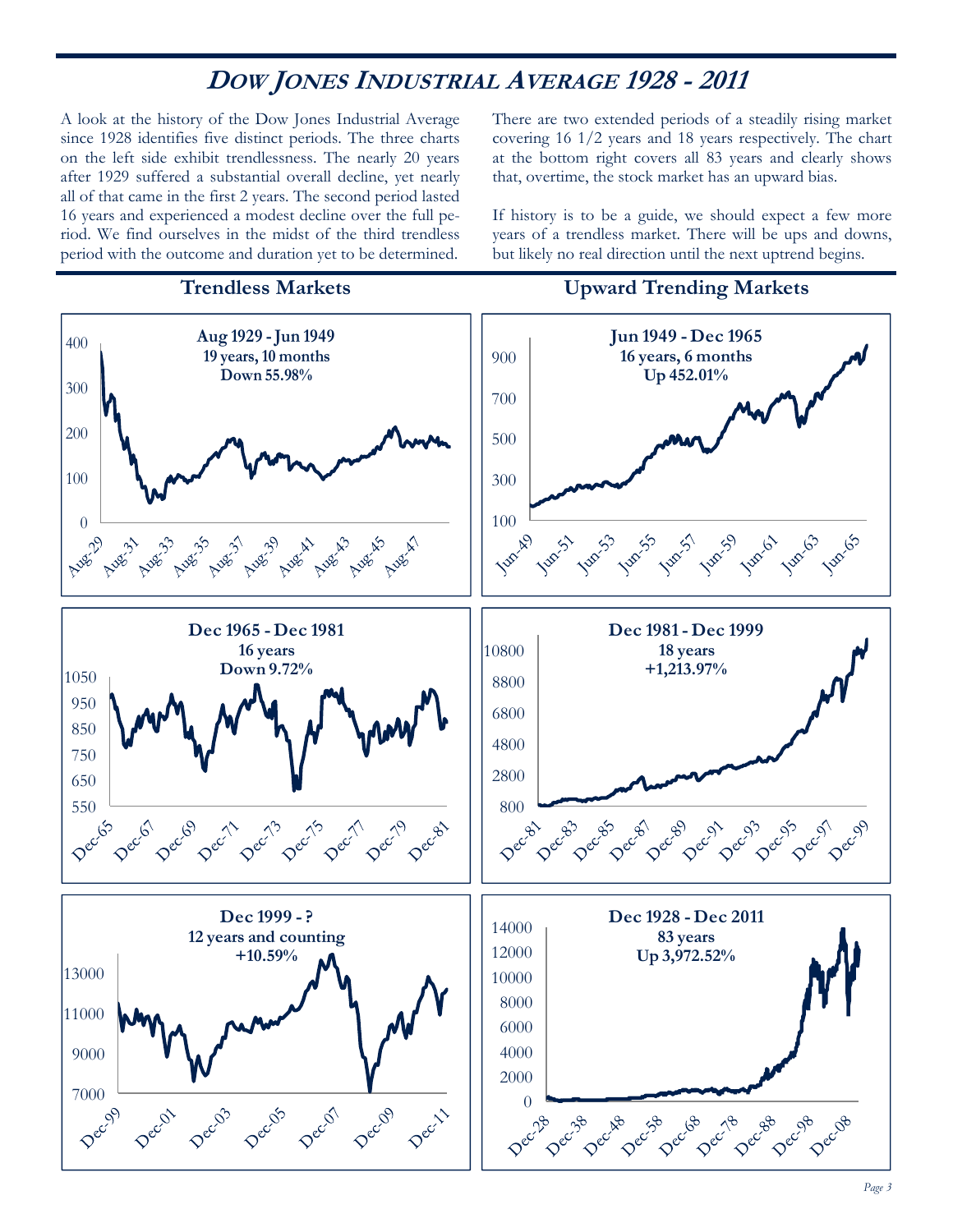# *DOW JONES INDUSTRIAL AVERAGE 1928 - 2011*

A look at the history of the Dow Jones Industrial Average since 1928 identifies five distinct periods. The three charts on the left side exhibit trendlessness. The nearly 20 years after 1929 suffered a substantial overall decline, yet nearly all of that came in the first 2 years. The second period lasted 16 years and experienced a modest decline over the full period. We find ourselves in the midst of the third trendless period with the outcome and duration yet to be determined.

There are two extended periods of a steadily rising market covering 16 1/2 years and 18 years respectively. The chart at the bottom right covers all 83 years and clearly shows that, overtime, the stock market has an upward bias.

If history is to be a guide, we should expect a few more years of a trendless market. There will be ups and downs, but likely no real direction until the next uptrend begins.

## Trendless Markets

**Aug 1929 - Jun 1949**
**19 years, 10 months**
**Down 55.98%**

**Dec 1965 - Dec 1981**
**16 years**
**Down 9.72%**

**Dec 1999 - ?**
**12 years and counting**
**+10.59%**

## Upward Trending Markets

**Jun 1949 - Dec 1965**
**16 years, 6 months**
**Up 452.01%**

**Dec 1981 - Dec 1999**
**18 years**
**+1,213.97%**

**Dec 1928 - Dec 2011**
**83 years**
**Up 3,972.52%**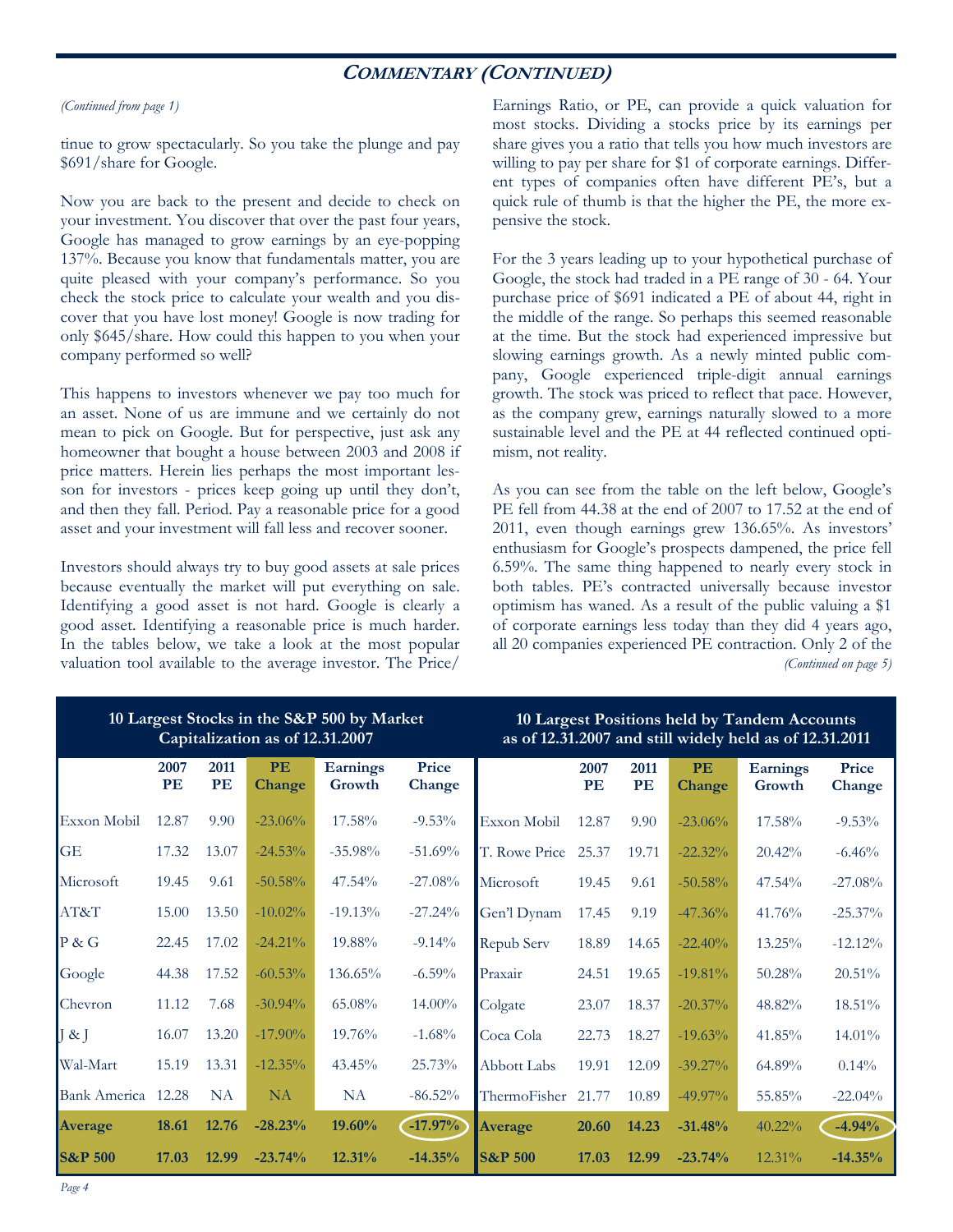## Commentary (Continued)

*(Continued from page 1)*

tinue to grow spectacularly. So you take the plunge and pay $691/share for Google.

Now you are back to the present and decide to check on your investment. You discover that over the past four years, Google has managed to grow earnings by an eye-popping 137%. Because you know that fundamentals matter, you are quite pleased with your company's performance. So you check the stock price to calculate your wealth and you discover that you have lost money! Google is now trading for only $645/share. How could this happen to you when your company performed so well?

This happens to investors whenever we pay too much for an asset. None of us are immune and we certainly do not mean to pick on Google. But for perspective, just ask any homeowner that bought a house between 2003 and 2008 if price matters. Herein lies perhaps the most important lesson for investors - prices keep going up until they don't, and then they fall. Period. Pay a reasonable price for a good asset and your investment will fall less and recover sooner.

Investors should always try to buy good assets at sale prices because eventually the market will put everything on sale. Identifying a good asset is not hard. Google is clearly a good asset. Identifying a reasonable price is much harder. In the tables below, we take a look at the most popular valuation tool available to the average investor. The Price/Earnings Ratio, or PE, can provide a quick valuation for most stocks. Dividing a stocks price by its earnings per share gives you a ratio that tells you how much investors are willing to pay per share for $1 of corporate earnings. Different types of companies often have different PE's, but a quick rule of thumb is that the higher the PE, the more expensive the stock.

For the 3 years leading up to your hypothetical purchase of Google, the stock had traded in a PE range of 30 - 64. Your purchase price of $691 indicated a PE of about 44, right in the middle of the range. So perhaps this seemed reasonable at the time. But the stock had experienced impressive but slowing earnings growth. As a newly minted public company, Google experienced triple-digit annual earnings growth. The stock was priced to reflect that pace. However, as the company grew, earnings naturally slowed to a more sustainable level and the PE at 44 reflected continued optimism, not reality.

As you can see from the table on the left below, Google's PE fell from 44.38 at the end of 2007 to 17.52 at the end of 2011, even though earnings grew 136.65%. As investors' enthusiasm for Google's prospects dampened, the price fell 6.59%. The same thing happened to nearly every stock in both tables. PE's contracted universally because investor optimism has waned. As a result of the public valuing a $1 of corporate earnings less today than they did 4 years ago, all 20 companies experienced PE contraction. Only 2 of the

*(Continued on page 5)*

**10 Largest Stocks in the S&P 500 by Market Capitalization as of 12.31.2007**

| | 2007 PE | 2011 PE | PE Change | Earnings Growth | Price Change |
|---|---|---|---|---|---|
| Exxon Mobil | 12.87 | 9.90 | -23.06% | 17.58% | -9.53% |
| GE | 17.32 | 13.07 | -24.53% | -35.98% | -51.69% |
| Microsoft | 19.45 | 9.61 | -50.58% | 47.54% | -27.08% |
| AT&T | 15.00 | 13.50 | -10.02% | -19.13% | -27.24% |
| P & G | 22.45 | 17.02 | -24.21% | 19.88% | -9.14% |
| Google | 44.38 | 17.52 | -60.53% | 136.65% | -6.59% |
| Chevron | 11.12 | 7.68 | -30.94% | 65.08% | 14.00% |
| J & J | 16.07 | 13.20 | -17.90% | 19.76% | -1.68% |
| Wal-Mart | 15.19 | 13.31 | -12.35% | 43.45% | 25.73% |
| Bank America | 12.28 | NA | NA | NA | -86.52% |
| **Average** | **18.61** | **12.76** | **-28.23%** | **19.60%** | **-17.97%** |
| **S&P 500** | **17.03** | **12.99** | **-23.74%** | **12.31%** | **-14.35%** |

**10 Largest Positions held by Tandem Accounts as of 12.31.2007 and still widely held as of 12.31.2011**

| | 2007 PE | 2011 PE | PE Change | Earnings Growth | Price Change |
|---|---|---|---|---|---|
| Exxon Mobil | 12.87 | 9.90 | -23.06% | 17.58% | -9.53% |
| T. Rowe Price | 25.37 | 19.71 | -22.32% | 20.42% | -6.46% |
| Microsoft | 19.45 | 9.61 | -50.58% | 47.54% | -27.08% |
| Gen'l Dynam | 17.45 | 9.19 | -47.36% | 41.76% | -25.37% |
| Repub Serv | 18.89 | 14.65 | -22.40% | 13.25% | -12.12% |
| Praxair | 24.51 | 19.65 | -19.81% | 50.28% | 20.51% |
| Colgate | 23.07 | 18.37 | -20.37% | 48.82% | 18.51% |
| Coca Cola | 22.73 | 18.27 | -19.63% | 41.85% | 14.01% |
| Abbott Labs | 19.91 | 12.09 | -39.27% | 64.89% | 0.14% |
| ThermoFisher | 21.77 | 10.89 | -49.97% | 55.85% | -22.04% |
| **Average** | **20.60** | **14.23** | **-31.48%** | 40.22% | **-4.94%** |
| **S&P 500** | **17.03** | **12.99** | **-23.74%** | 12.31% | **-14.35%** |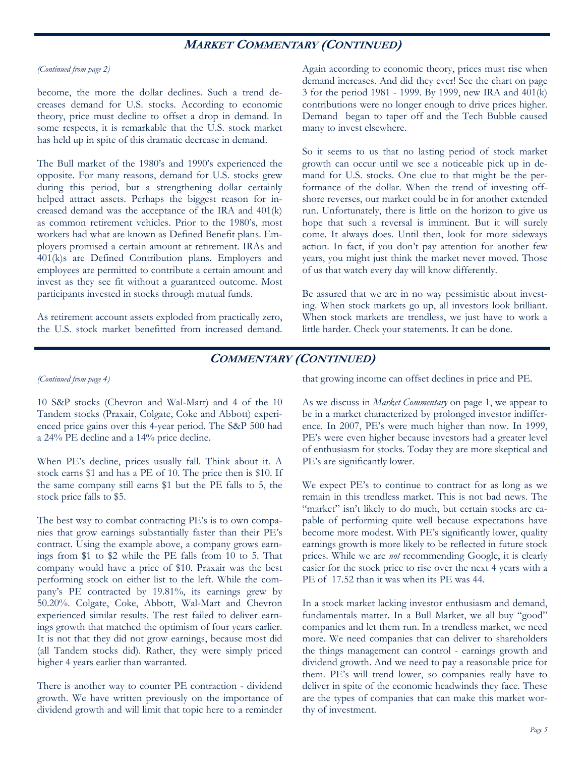## *Market Commentary (Continued)*

*(Continued from page 2)*

become, the more the dollar declines. Such a trend decreases demand for U.S. stocks. According to economic theory, price must decline to offset a drop in demand. In some respects, it is remarkable that the U.S. stock market has held up in spite of this dramatic decrease in demand.

The Bull market of the 1980's and 1990's experienced the opposite. For many reasons, demand for U.S. stocks grew during this period, but a strengthening dollar certainly helped attract assets. Perhaps the biggest reason for increased demand was the acceptance of the IRA and 401(k) as common retirement vehicles. Prior to the 1980's, most workers had what are known as Defined Benefit plans. Employers promised a certain amount at retirement. IRAs and 401(k)s are Defined Contribution plans. Employers and employees are permitted to contribute a certain amount and invest as they see fit without a guaranteed outcome. Most participants invested in stocks through mutual funds.

As retirement account assets exploded from practically zero, the U.S. stock market benefitted from increased demand. Again according to economic theory, prices must rise when demand increases. And did they ever! See the chart on page 3 for the period 1981 - 1999. By 1999, new IRA and 401(k) contributions were no longer enough to drive prices higher. Demand began to taper off and the Tech Bubble caused many to invest elsewhere.

So it seems to us that no lasting period of stock market growth can occur until we see a noticeable pick up in demand for U.S. stocks. One clue to that might be the performance of the dollar. When the trend of investing offshore reverses, our market could be in for another extended run. Unfortunately, there is little on the horizon to give us hope that such a reversal is imminent. But it will surely come. It always does. Until then, look for more sideways action. In fact, if you don't pay attention for another few years, you might just think the market never moved. Those of us that watch every day will know differently.

Be assured that we are in no way pessimistic about investing. When stock markets go up, all investors look brilliant. When stock markets are trendless, we just have to work a little harder. Check your statements. It can be done.

## *Commentary (Continued)*

*(Continued from page 4)*

10 S&P stocks (Chevron and Wal-Mart) and 4 of the 10 Tandem stocks (Praxair, Colgate, Coke and Abbott) experienced price gains over this 4-year period. The S&P 500 had a 24% PE decline and a 14% price decline.

When PE's decline, prices usually fall. Think about it. A stock earns $1 and has a PE of 10. The price then is $10. If the same company still earns $1 but the PE falls to 5, the stock price falls to $5.

The best way to combat contracting PE's is to own companies that grow earnings substantially faster than their PE's contract. Using the example above, a company grows earnings from $1 to $2 while the PE falls from 10 to 5. That company would have a price of $10. Praxair was the best performing stock on either list to the left. While the company's PE contracted by 19.81%, its earnings grew by 50.20%. Colgate, Coke, Abbott, Wal-Mart and Chevron experienced similar results. The rest failed to deliver earnings growth that matched the optimism of four years earlier. It is not that they did not grow earnings, because most did (all Tandem stocks did). Rather, they were simply priced higher 4 years earlier than warranted.

There is another way to counter PE contraction - dividend growth. We have written previously on the importance of dividend growth and will limit that topic here to a reminder that growing income can offset declines in price and PE.

As we discuss in *Market Commentary* on page 1, we appear to be in a market characterized by prolonged investor indifference. In 2007, PE's were much higher than now. In 1999, PE's were even higher because investors had a greater level of enthusiasm for stocks. Today they are more skeptical and PE's are significantly lower.

We expect PE's to continue to contract for as long as we remain in this trendless market. This is not bad news. The "market" isn't likely to do much, but certain stocks are capable of performing quite well because expectations have become more modest. With PE's significantly lower, quality earnings growth is more likely to be reflected in future stock prices. While we are *not* recommending Google, it is clearly easier for the stock price to rise over the next 4 years with a PE of 17.52 than it was when its PE was 44.

In a stock market lacking investor enthusiasm and demand, fundamentals matter. In a Bull Market, we all buy "good" companies and let them run. In a trendless market, we need more. We need companies that can deliver to shareholders the things management can control - earnings growth and dividend growth. And we need to pay a reasonable price for them. PE's will trend lower, so companies really have to deliver in spite of the economic headwinds they face. These are the types of companies that can make this market worthy of investment.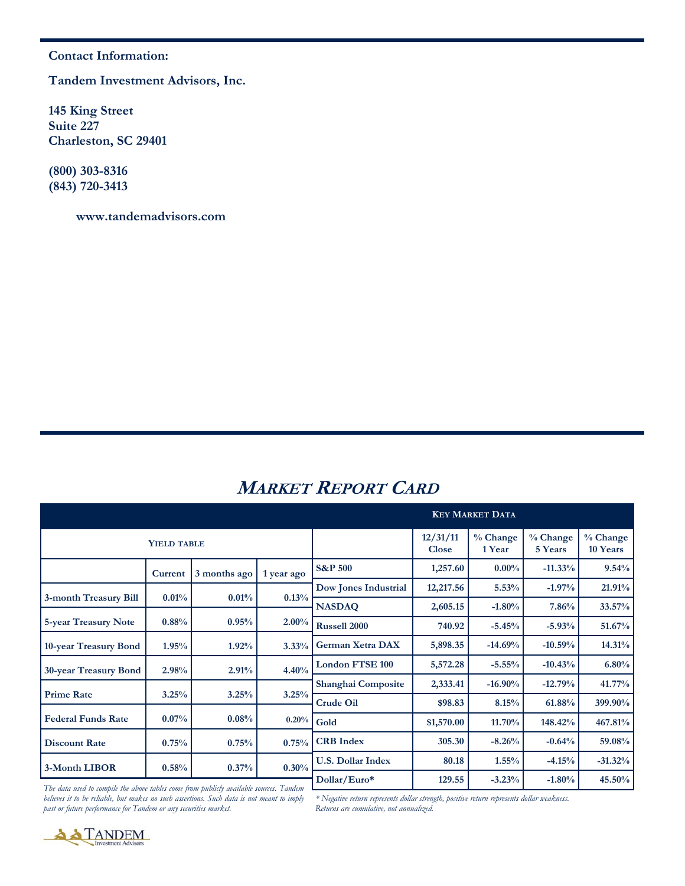**Contact Information:**

**Tandem Investment Advisors, Inc.**

**145 King Street**
**Suite 227**
**Charleston, SC 29401**

**(800) 303-8316**
**(843) 720-3413**

**www.tandemadvisors.com**

# *Market Report Card*

**Yield Table**

| | Current | 3 months ago | 1 year ago |
|---|---|---|---|
| 3-month Treasury Bill | 0.01% | 0.01% | 0.13% |
| 5-year Treasury Note | 0.88% | 0.95% | 2.00% |
| 10-year Treasury Bond | 1.95% | 1.92% | 3.33% |
| 30-year Treasury Bond | 2.98% | 2.91% | 4.40% |
| Prime Rate | 3.25% | 3.25% | 3.25% |
| Federal Funds Rate | 0.07% | 0.08% | 0.20% |
| Discount Rate | 0.75% | 0.75% | 0.75% |
| 3-Month LIBOR | 0.58% | 0.37% | 0.30% |

*The data used to compile the above tables come from publicly available sources. Tandem believes it to be reliable, but makes no such assertions. Such data is not meant to imply past or future performance for Tandem or any securities market.*

**Key Market Data**

| | 12/31/11 Close | % Change 1 Year | % Change 5 Years | % Change 10 Years |
|---|---|---|---|---|
| S&P 500 | 1,257.60 | 0.00% | -11.33% | 9.54% |
| Dow Jones Industrial | 12,217.56 | 5.53% | -1.97% | 21.91% |
| NASDAQ | 2,605.15 | -1.80% | 7.86% | 33.57% |
| Russell 2000 | 740.92 | -5.45% | -5.93% | 51.67% |
| German Xetra DAX | 5,898.35 | -14.69% | -10.59% | 14.31% |
| London FTSE 100 | 5,572.28 | -5.55% | -10.43% | 6.80% |
| Shanghai Composite | 2,333.41 | -16.90% | -12.79% | 41.77% |
| Crude Oil | $98.83 | 8.15% | 61.88% | 399.90% |
| Gold | $1,570.00 | 11.70% | 148.42% | 467.81% |
| CRB Index | 305.30 | -8.26% | -0.64% | 59.08% |
| U.S. Dollar Index | 80.18 | 1.55% | -4.15% | -31.32% |
| Dollar/Euro* | 129.55 | -3.23% | -1.80% | 45.50% |

*\* Negative return represents dollar strength, positive return represents dollar weakness. Returns are cumulative, not annualized.*

Tandem Investment Advisors